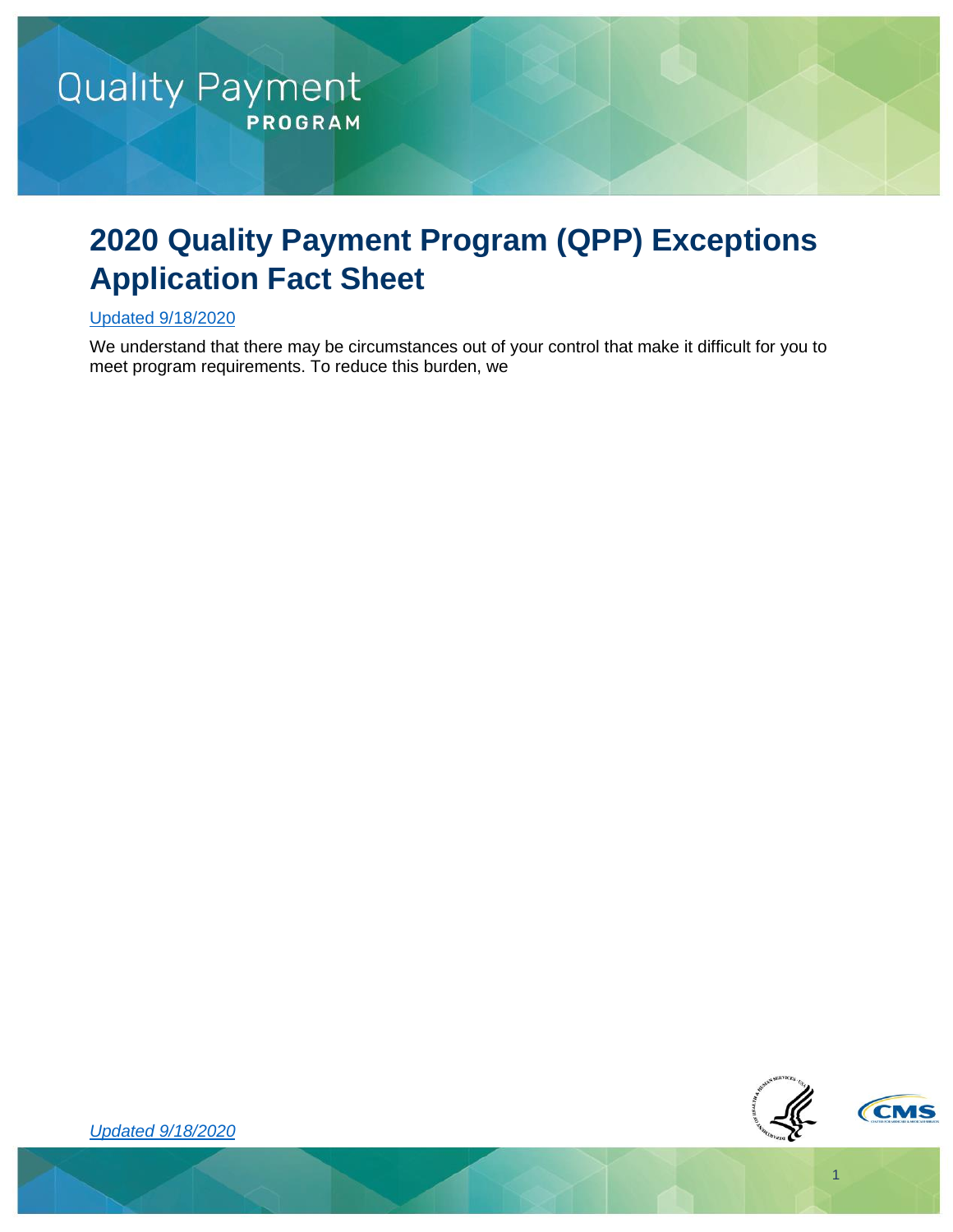Quality Payment PROGRAM

# 2020 Quality Payment Program (QPP) Exceptions Application Fact Sheet

Updated 9/18/2020

We understand that there may be circumstances out of your control that make it difficult for you to meet program requirements. To reduce this burden, we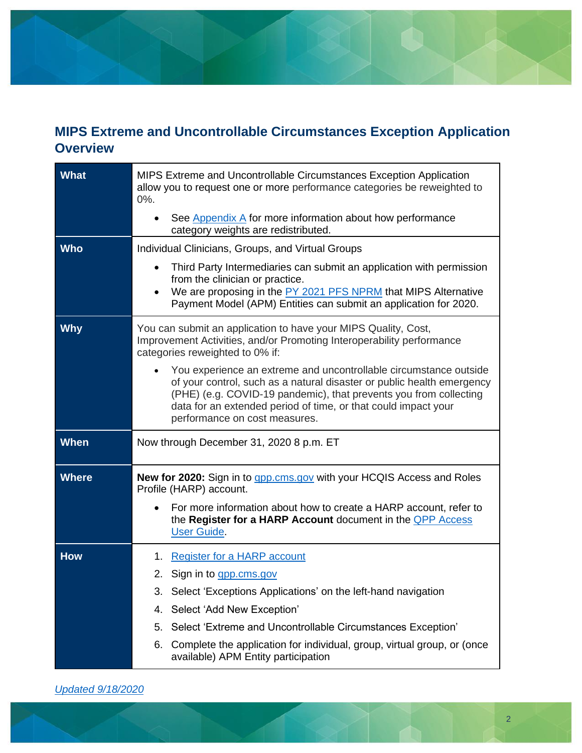## MIPS Extreme and Uncontrollable Circumstances Exception Application Overview

| | |
|---|---|
| **What** | MIPS Extreme and Uncontrollable Circumstances Exception Application allow you to request one or more performance categories be reweighted to 0%.<br>• See Appendix A for more information about how performance category weights are redistributed. |
| **Who** | Individual Clinicians, Groups, and Virtual Groups<br>• Third Party Intermediaries can submit an application with permission from the clinician or practice.<br>• We are proposing in the PY 2021 PFS NPRM that MIPS Alternative Payment Model (APM) Entities can submit an application for 2020. |
| **Why** | You can submit an application to have your MIPS Quality, Cost, Improvement Activities, and/or Promoting Interoperability performance categories reweighted to 0% if:<br>• You experience an extreme and uncontrollable circumstance outside of your control, such as a natural disaster or public health emergency (PHE) (e.g. COVID-19 pandemic), that prevents you from collecting data for an extended period of time, or that could impact your performance on cost measures. |
| **When** | Now through December 31, 2020 8 p.m. ET |
| **Where** | **New for 2020:** Sign in to qpp.cms.gov with your HCQIS Access and Roles Profile (HARP) account.<br>• For more information about how to create a HARP account, refer to the **Register for a HARP Account** document in the QPP Access User Guide. |
| **How** | 1. Register for a HARP account<br>2. Sign in to qpp.cms.gov<br>3. Select 'Exceptions Applications' on the left-hand navigation<br>4. Select 'Add New Exception'<br>5. Select 'Extreme and Uncontrollable Circumstances Exception'<br>6. Complete the application for individual, group, virtual group, or (once available) APM Entity participation |

*Updated 9/18/2020*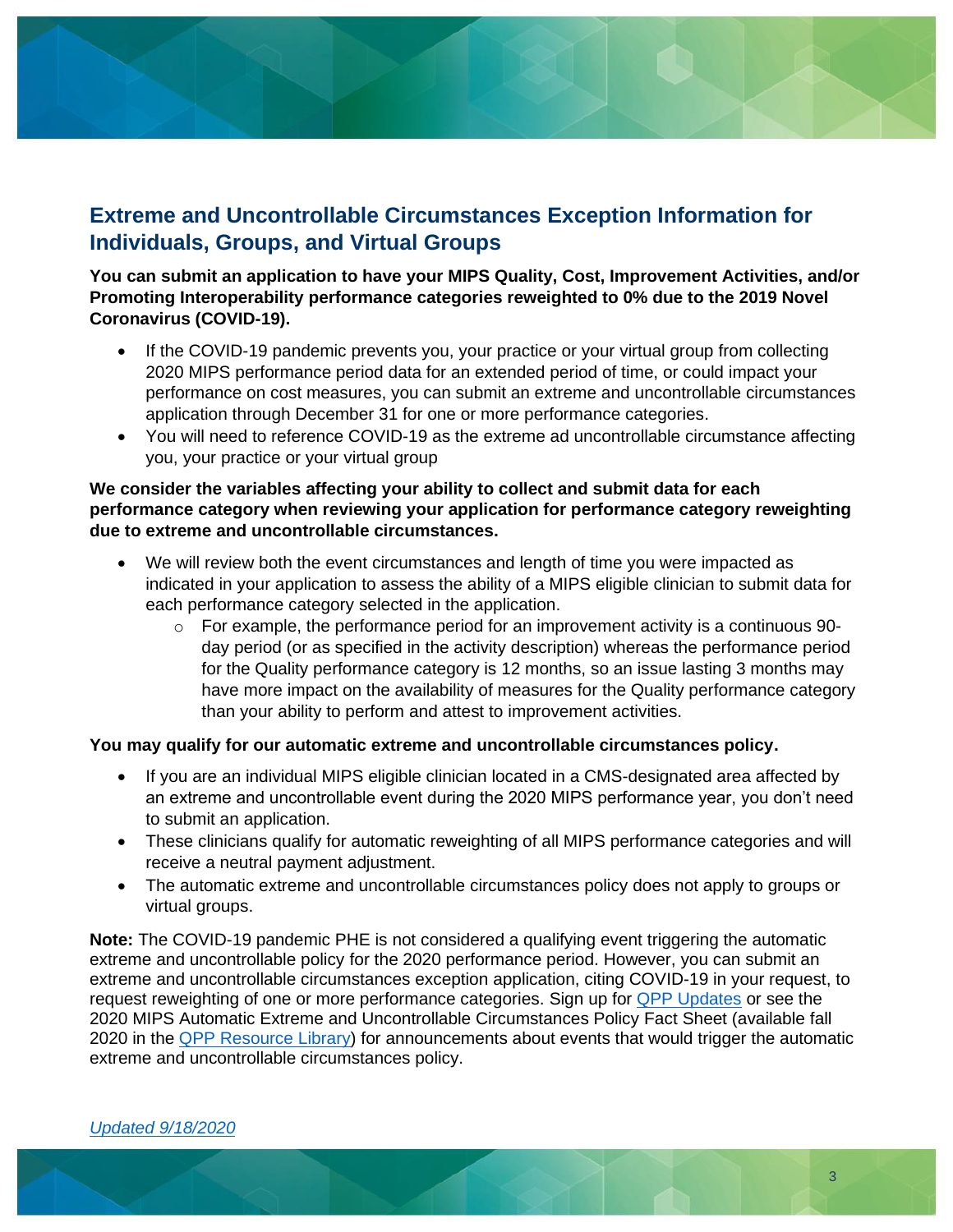## Extreme and Uncontrollable Circumstances Exception Information for Individuals, Groups, and Virtual Groups

**You can submit an application to have your MIPS Quality, Cost, Improvement Activities, and/or Promoting Interoperability performance categories reweighted to 0% due to the 2019 Novel Coronavirus (COVID-19).**

- If the COVID-19 pandemic prevents you, your practice or your virtual group from collecting 2020 MIPS performance period data for an extended period of time, or could impact your performance on cost measures, you can submit an extreme and uncontrollable circumstances application through December 31 for one or more performance categories.
- You will need to reference COVID-19 as the extreme ad uncontrollable circumstance affecting you, your practice or your virtual group

**We consider the variables affecting your ability to collect and submit data for each performance category when reviewing your application for performance category reweighting due to extreme and uncontrollable circumstances.**

- We will review both the event circumstances and length of time you were impacted as indicated in your application to assess the ability of a MIPS eligible clinician to submit data for each performance category selected in the application.
  - For example, the performance period for an improvement activity is a continuous 90-day period (or as specified in the activity description) whereas the performance period for the Quality performance category is 12 months, so an issue lasting 3 months may have more impact on the availability of measures for the Quality performance category than your ability to perform and attest to improvement activities.

**You may qualify for our automatic extreme and uncontrollable circumstances policy.**

- If you are an individual MIPS eligible clinician located in a CMS-designated area affected by an extreme and uncontrollable event during the 2020 MIPS performance year, you don't need to submit an application.
- These clinicians qualify for automatic reweighting of all MIPS performance categories and will receive a neutral payment adjustment.
- The automatic extreme and uncontrollable circumstances policy does not apply to groups or virtual groups.

**Note:** The COVID-19 pandemic PHE is not considered a qualifying event triggering the automatic extreme and uncontrollable policy for the 2020 performance period. However, you can submit an extreme and uncontrollable circumstances exception application, citing COVID-19 in your request, to request reweighting of one or more performance categories. Sign up for QPP Updates or see the 2020 MIPS Automatic Extreme and Uncontrollable Circumstances Policy Fact Sheet (available fall 2020 in the QPP Resource Library) for announcements about events that would trigger the automatic extreme and uncontrollable circumstances policy.

*Updated 9/18/2020*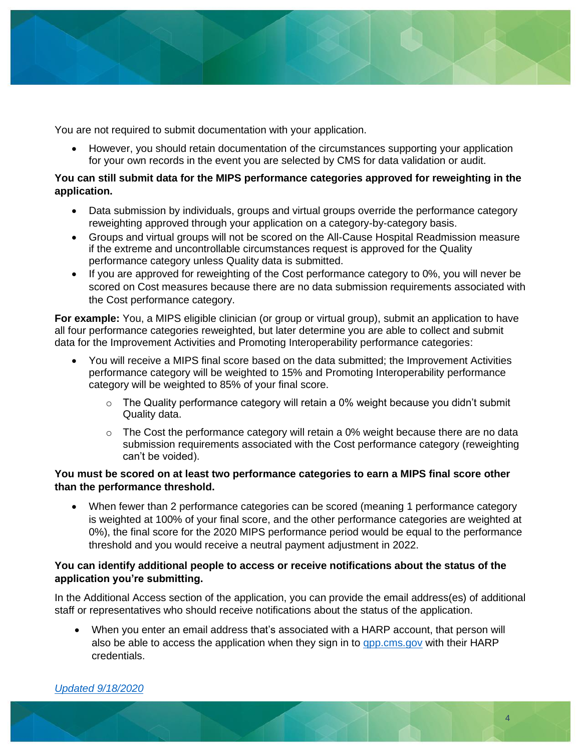You are not required to submit documentation with your application.

- However, you should retain documentation of the circumstances supporting your application for your own records in the event you are selected by CMS for data validation or audit.

**You can still submit data for the MIPS performance categories approved for reweighting in the application.**

- Data submission by individuals, groups and virtual groups override the performance category reweighting approved through your application on a category-by-category basis.
- Groups and virtual groups will not be scored on the All-Cause Hospital Readmission measure if the extreme and uncontrollable circumstances request is approved for the Quality performance category unless Quality data is submitted.
- If you are approved for reweighting of the Cost performance category to 0%, you will never be scored on Cost measures because there are no data submission requirements associated with the Cost performance category.

**For example:** You, a MIPS eligible clinician (or group or virtual group), submit an application to have all four performance categories reweighted, but later determine you are able to collect and submit data for the Improvement Activities and Promoting Interoperability performance categories:

- You will receive a MIPS final score based on the data submitted; the Improvement Activities performance category will be weighted to 15% and Promoting Interoperability performance category will be weighted to 85% of your final score.
  - The Quality performance category will retain a 0% weight because you didn't submit Quality data.
  - The Cost the performance category will retain a 0% weight because there are no data submission requirements associated with the Cost performance category (reweighting can't be voided).

**You must be scored on at least two performance categories to earn a MIPS final score other than the performance threshold.**

- When fewer than 2 performance categories can be scored (meaning 1 performance category is weighted at 100% of your final score, and the other performance categories are weighted at 0%), the final score for the 2020 MIPS performance period would be equal to the performance threshold and you would receive a neutral payment adjustment in 2022.

**You can identify additional people to access or receive notifications about the status of the application you're submitting.**

In the Additional Access section of the application, you can provide the email address(es) of additional staff or representatives who should receive notifications about the status of the application.

- When you enter an email address that's associated with a HARP account, that person will also be able to access the application when they sign in to [qpp.cms.gov](https://qpp.cms.gov) with their HARP credentials.

*Updated 9/18/2020*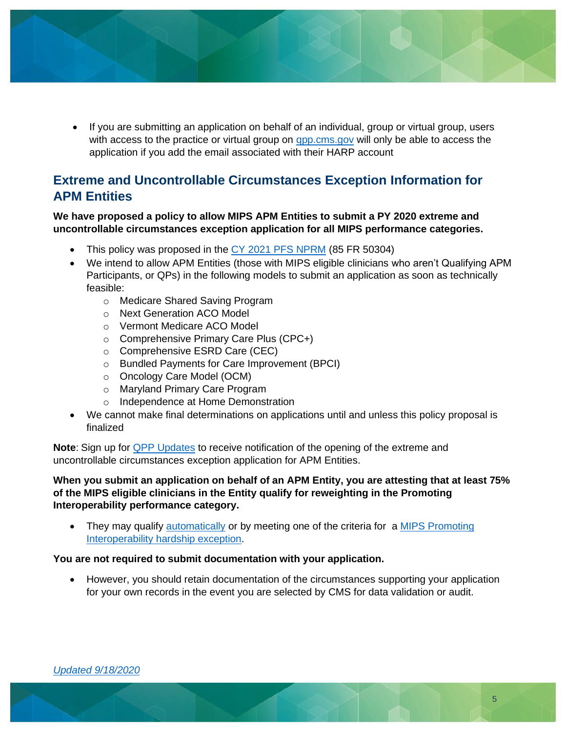- If you are submitting an application on behalf of an individual, group or virtual group, users with access to the practice or virtual group on qpp.cms.gov will only be able to access the application if you add the email associated with their HARP account

## Extreme and Uncontrollable Circumstances Exception Information for APM Entities

**We have proposed a policy to allow MIPS APM Entities to submit a PY 2020 extreme and uncontrollable circumstances exception application for all MIPS performance categories.**

- This policy was proposed in the CY 2021 PFS NPRM (85 FR 50304)
- We intend to allow APM Entities (those with MIPS eligible clinicians who aren't Qualifying APM Participants, or QPs) in the following models to submit an application as soon as technically feasible:
  - Medicare Shared Saving Program
  - Next Generation ACO Model
  - Vermont Medicare ACO Model
  - Comprehensive Primary Care Plus (CPC+)
  - Comprehensive ESRD Care (CEC)
  - Bundled Payments for Care Improvement (BPCI)
  - Oncology Care Model (OCM)
  - Maryland Primary Care Program
  - Independence at Home Demonstration
- We cannot make final determinations on applications until and unless this policy proposal is finalized

**Note**: Sign up for QPP Updates to receive notification of the opening of the extreme and uncontrollable circumstances exception application for APM Entities.

**When you submit an application on behalf of an APM Entity, you are attesting that at least 75% of the MIPS eligible clinicians in the Entity qualify for reweighting in the Promoting Interoperability performance category.**

- They may qualify automatically or by meeting one of the criteria for a MIPS Promoting Interoperability hardship exception.

**You are not required to submit documentation with your application.**

- However, you should retain documentation of the circumstances supporting your application for your own records in the event you are selected by CMS for data validation or audit.

*Updated 9/18/2020*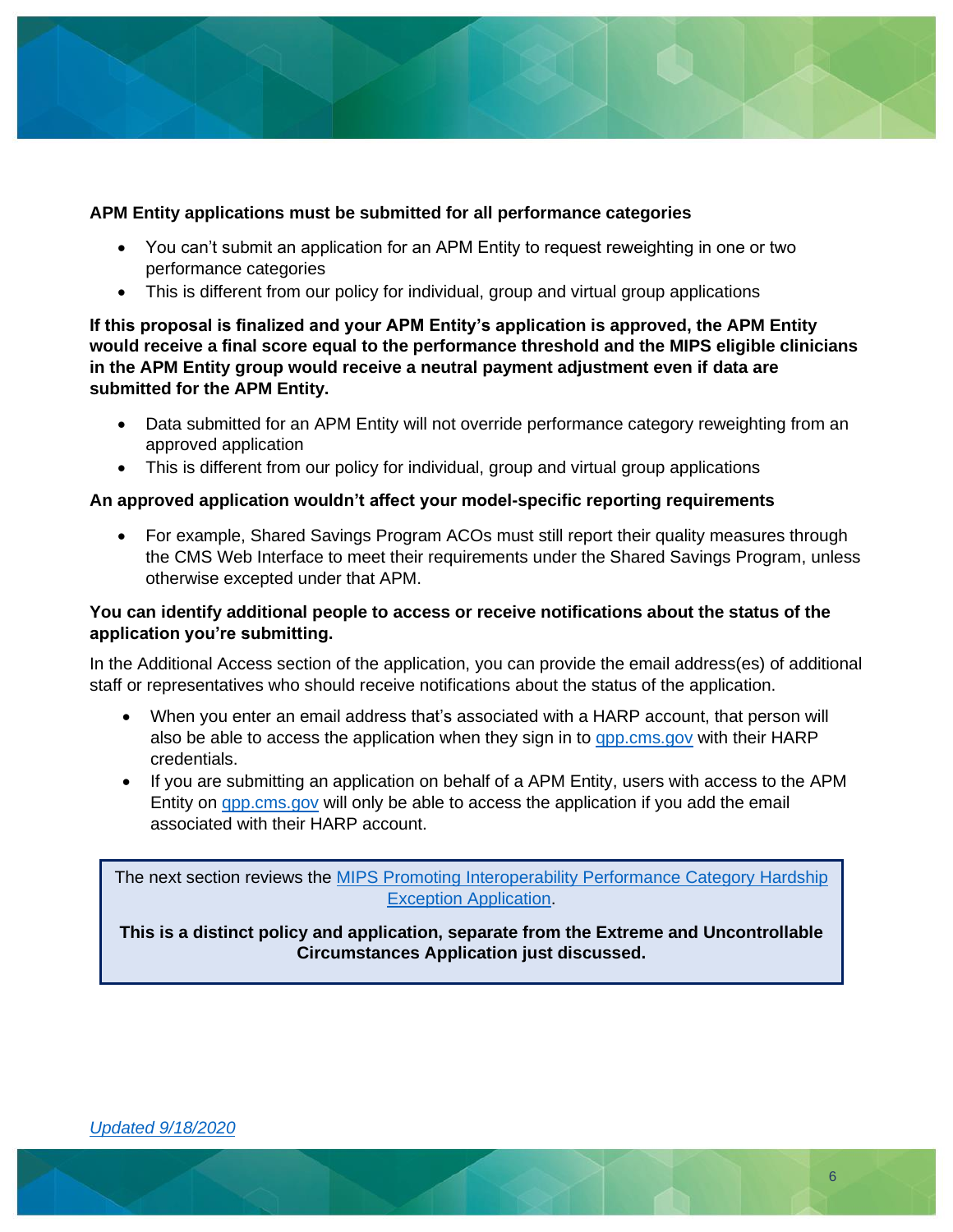**APM Entity applications must be submitted for all performance categories**

- You can't submit an application for an APM Entity to request reweighting in one or two performance categories
- This is different from our policy for individual, group and virtual group applications

**If this proposal is finalized and your APM Entity's application is approved, the APM Entity would receive a final score equal to the performance threshold and the MIPS eligible clinicians in the APM Entity group would receive a neutral payment adjustment even if data are submitted for the APM Entity.**

- Data submitted for an APM Entity will not override performance category reweighting from an approved application
- This is different from our policy for individual, group and virtual group applications

**An approved application wouldn't affect your model-specific reporting requirements**

- For example, Shared Savings Program ACOs must still report their quality measures through the CMS Web Interface to meet their requirements under the Shared Savings Program, unless otherwise excepted under that APM.

**You can identify additional people to access or receive notifications about the status of the application you're submitting.**

In the Additional Access section of the application, you can provide the email address(es) of additional staff or representatives who should receive notifications about the status of the application.

- When you enter an email address that's associated with a HARP account, that person will also be able to access the application when they sign in to [qpp.cms.gov](qpp.cms.gov) with their HARP credentials.
- If you are submitting an application on behalf of a APM Entity, users with access to the APM Entity on [qpp.cms.gov](qpp.cms.gov) will only be able to access the application if you add the email associated with their HARP account.

> The next section reviews the [MIPS Promoting Interoperability Performance Category Hardship Exception Application](MIPS Promoting Interoperability Performance Category Hardship Exception Application).
>
> **This is a distinct policy and application, separate from the Extreme and Uncontrollable Circumstances Application just discussed.**

*Updated 9/18/2020*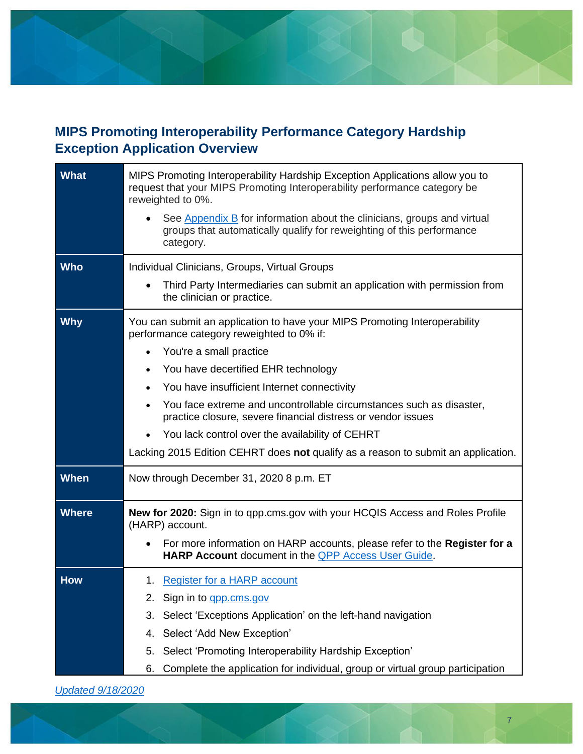## MIPS Promoting Interoperability Performance Category Hardship Exception Application Overview

| | |
|---|---|
| **What** | MIPS Promoting Interoperability Hardship Exception Applications allow you to request that your MIPS Promoting Interoperability performance category be reweighted to 0%.<br>• See Appendix B for information about the clinicians, groups and virtual groups that automatically qualify for reweighting of this performance category. |
| **Who** | Individual Clinicians, Groups, Virtual Groups<br>• Third Party Intermediaries can submit an application with permission from the clinician or practice. |
| **Why** | You can submit an application to have your MIPS Promoting Interoperability performance category reweighted to 0% if:<br>• You're a small practice<br>• You have decertified EHR technology<br>• You have insufficient Internet connectivity<br>• You face extreme and uncontrollable circumstances such as disaster, practice closure, severe financial distress or vendor issues<br>• You lack control over the availability of CEHRT<br>Lacking 2015 Edition CEHRT does **not** qualify as a reason to submit an application. |
| **When** | Now through December 31, 2020 8 p.m. ET |
| **Where** | **New for 2020:** Sign in to qpp.cms.gov with your HCQIS Access and Roles Profile (HARP) account.<br>• For more information on HARP accounts, please refer to the **Register for a HARP Account** document in the QPP Access User Guide. |
| **How** | 1. Register for a HARP account<br>2. Sign in to qpp.cms.gov<br>3. Select 'Exceptions Application' on the left-hand navigation<br>4. Select 'Add New Exception'<br>5. Select 'Promoting Interoperability Hardship Exception'<br>6. Complete the application for individual, group or virtual group participation |

*Updated 9/18/2020*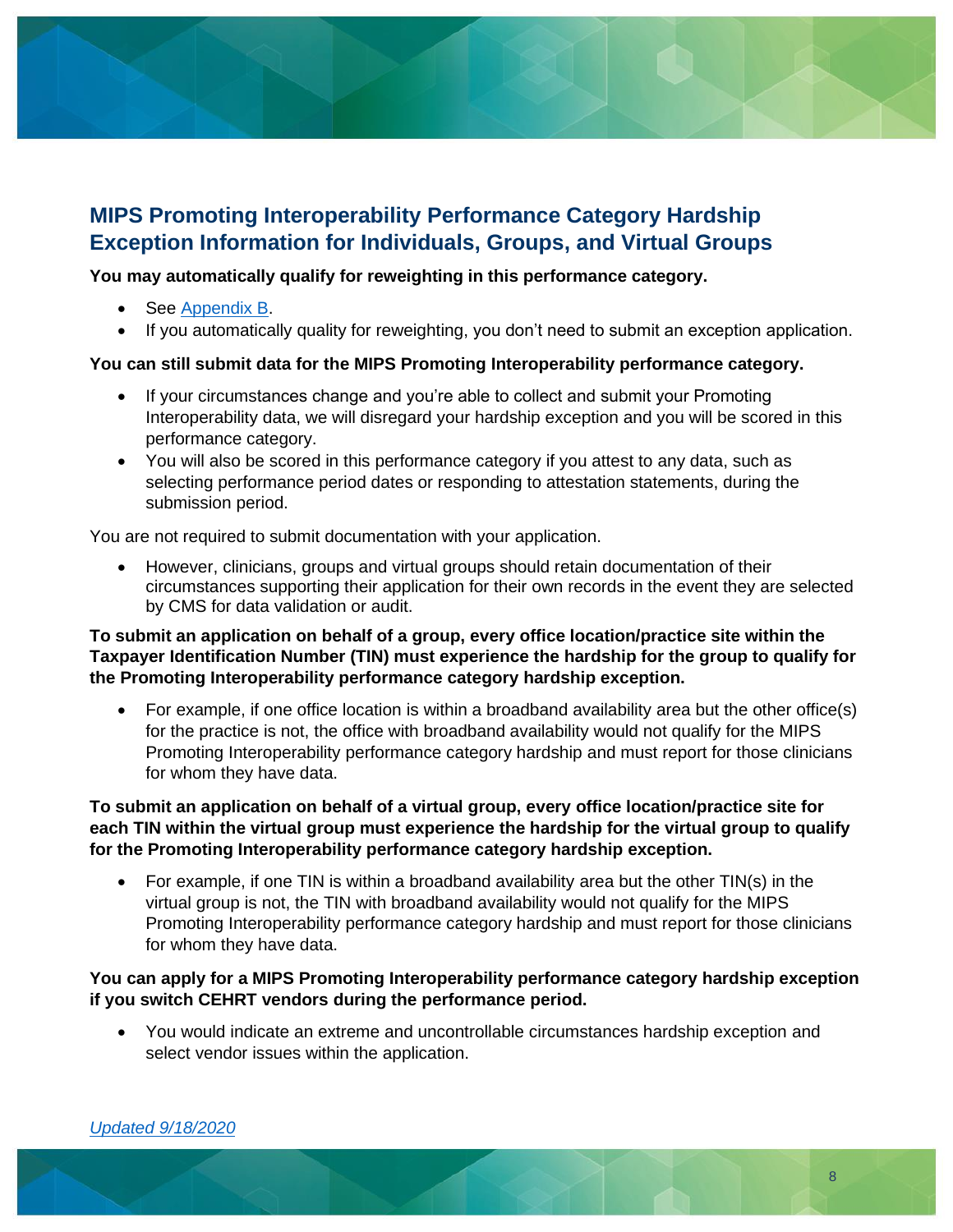## MIPS Promoting Interoperability Performance Category Hardship Exception Information for Individuals, Groups, and Virtual Groups

**You may automatically qualify for reweighting in this performance category.**

- See Appendix B.
- If you automatically quality for reweighting, you don't need to submit an exception application.

**You can still submit data for the MIPS Promoting Interoperability performance category.**

- If your circumstances change and you're able to collect and submit your Promoting Interoperability data, we will disregard your hardship exception and you will be scored in this performance category.
- You will also be scored in this performance category if you attest to any data, such as selecting performance period dates or responding to attestation statements, during the submission period.

You are not required to submit documentation with your application.

- However, clinicians, groups and virtual groups should retain documentation of their circumstances supporting their application for their own records in the event they are selected by CMS for data validation or audit.

**To submit an application on behalf of a group, every office location/practice site within the Taxpayer Identification Number (TIN) must experience the hardship for the group to qualify for the Promoting Interoperability performance category hardship exception.**

- For example, if one office location is within a broadband availability area but the other office(s) for the practice is not, the office with broadband availability would not qualify for the MIPS Promoting Interoperability performance category hardship and must report for those clinicians for whom they have data.

**To submit an application on behalf of a virtual group, every office location/practice site for each TIN within the virtual group must experience the hardship for the virtual group to qualify for the Promoting Interoperability performance category hardship exception.**

- For example, if one TIN is within a broadband availability area but the other TIN(s) in the virtual group is not, the TIN with broadband availability would not qualify for the MIPS Promoting Interoperability performance category hardship and must report for those clinicians for whom they have data.

**You can apply for a MIPS Promoting Interoperability performance category hardship exception if you switch CEHRT vendors during the performance period.**

- You would indicate an extreme and uncontrollable circumstances hardship exception and select vendor issues within the application.

*Updated 9/18/2020*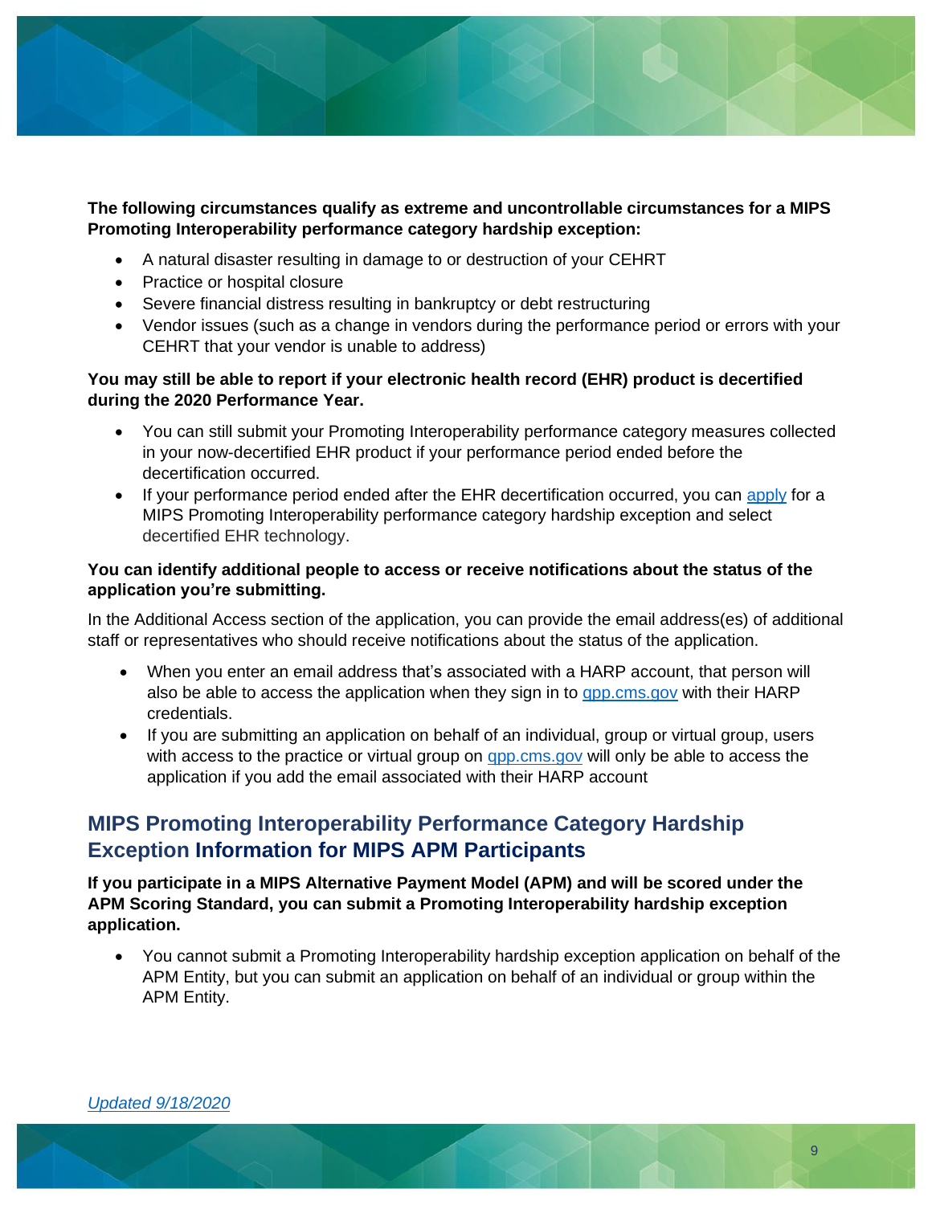**The following circumstances qualify as extreme and uncontrollable circumstances for a MIPS Promoting Interoperability performance category hardship exception:**

- A natural disaster resulting in damage to or destruction of your CEHRT
- Practice or hospital closure
- Severe financial distress resulting in bankruptcy or debt restructuring
- Vendor issues (such as a change in vendors during the performance period or errors with your CEHRT that your vendor is unable to address)

**You may still be able to report if your electronic health record (EHR) product is decertified during the 2020 Performance Year.**

- You can still submit your Promoting Interoperability performance category measures collected in your now-decertified EHR product if your performance period ended before the decertification occurred.
- If your performance period ended after the EHR decertification occurred, you can apply for a MIPS Promoting Interoperability performance category hardship exception and select decertified EHR technology.

**You can identify additional people to access or receive notifications about the status of the application you're submitting.**

In the Additional Access section of the application, you can provide the email address(es) of additional staff or representatives who should receive notifications about the status of the application.

- When you enter an email address that's associated with a HARP account, that person will also be able to access the application when they sign in to qpp.cms.gov with their HARP credentials.
- If you are submitting an application on behalf of an individual, group or virtual group, users with access to the practice or virtual group on qpp.cms.gov will only be able to access the application if you add the email associated with their HARP account

## MIPS Promoting Interoperability Performance Category Hardship Exception Information for MIPS APM Participants

**If you participate in a MIPS Alternative Payment Model (APM) and will be scored under the APM Scoring Standard, you can submit a Promoting Interoperability hardship exception application.**

- You cannot submit a Promoting Interoperability hardship exception application on behalf of the APM Entity, but you can submit an application on behalf of an individual or group within the APM Entity.

*Updated 9/18/2020*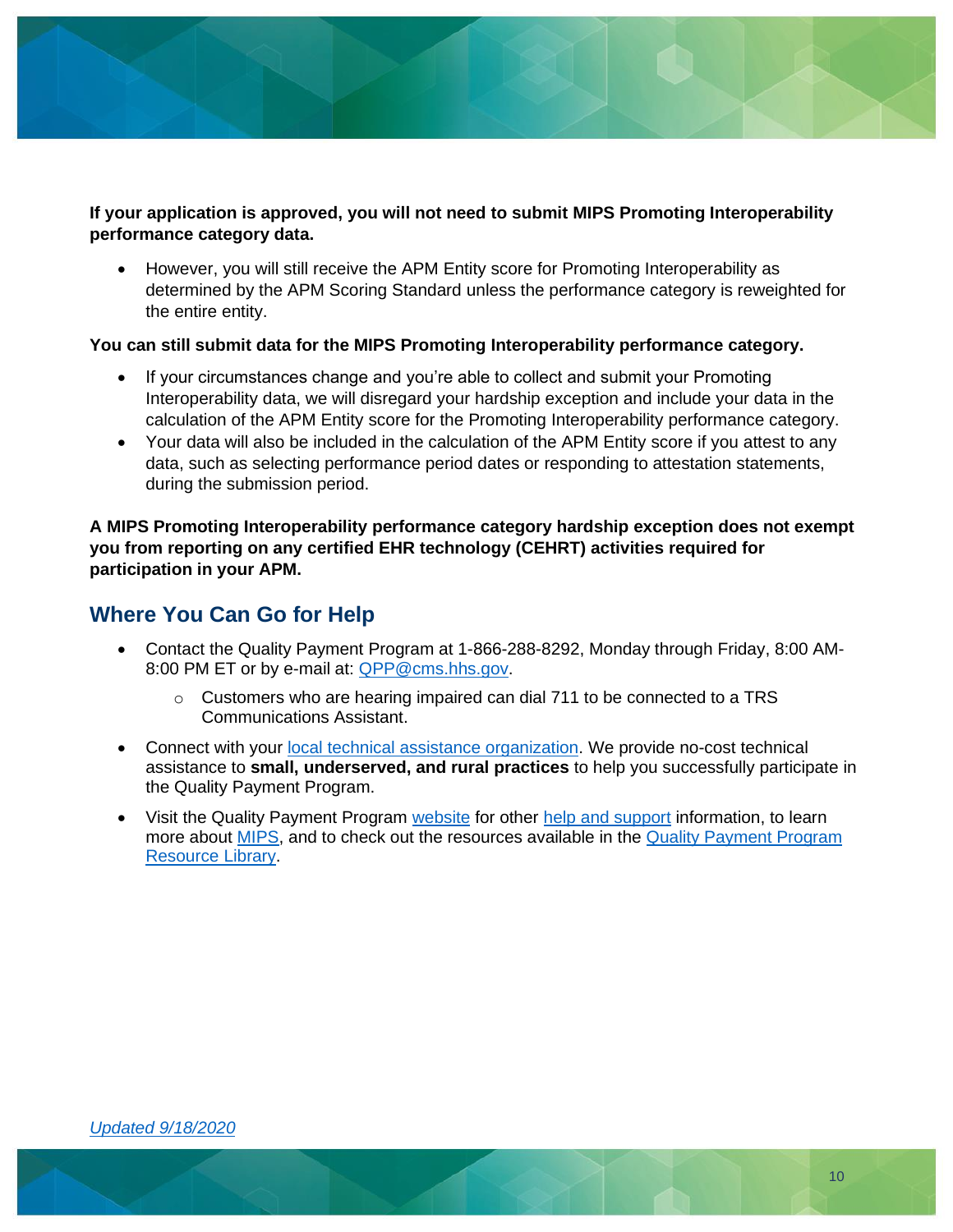**If your application is approved, you will not need to submit MIPS Promoting Interoperability performance category data.**

- However, you will still receive the APM Entity score for Promoting Interoperability as determined by the APM Scoring Standard unless the performance category is reweighted for the entire entity.

**You can still submit data for the MIPS Promoting Interoperability performance category.**

- If your circumstances change and you're able to collect and submit your Promoting Interoperability data, we will disregard your hardship exception and include your data in the calculation of the APM Entity score for the Promoting Interoperability performance category.
- Your data will also be included in the calculation of the APM Entity score if you attest to any data, such as selecting performance period dates or responding to attestation statements, during the submission period.

**A MIPS Promoting Interoperability performance category hardship exception does not exempt you from reporting on any certified EHR technology (CEHRT) activities required for participation in your APM.**

## Where You Can Go for Help

- Contact the Quality Payment Program at 1-866-288-8292, Monday through Friday, 8:00 AM-8:00 PM ET or by e-mail at: QPP@cms.hhs.gov.
  - Customers who are hearing impaired can dial 711 to be connected to a TRS Communications Assistant.
- Connect with your local technical assistance organization. We provide no-cost technical assistance to **small, underserved, and rural practices** to help you successfully participate in the Quality Payment Program.
- Visit the Quality Payment Program website for other help and support information, to learn more about MIPS, and to check out the resources available in the Quality Payment Program Resource Library.

*Updated 9/18/2020*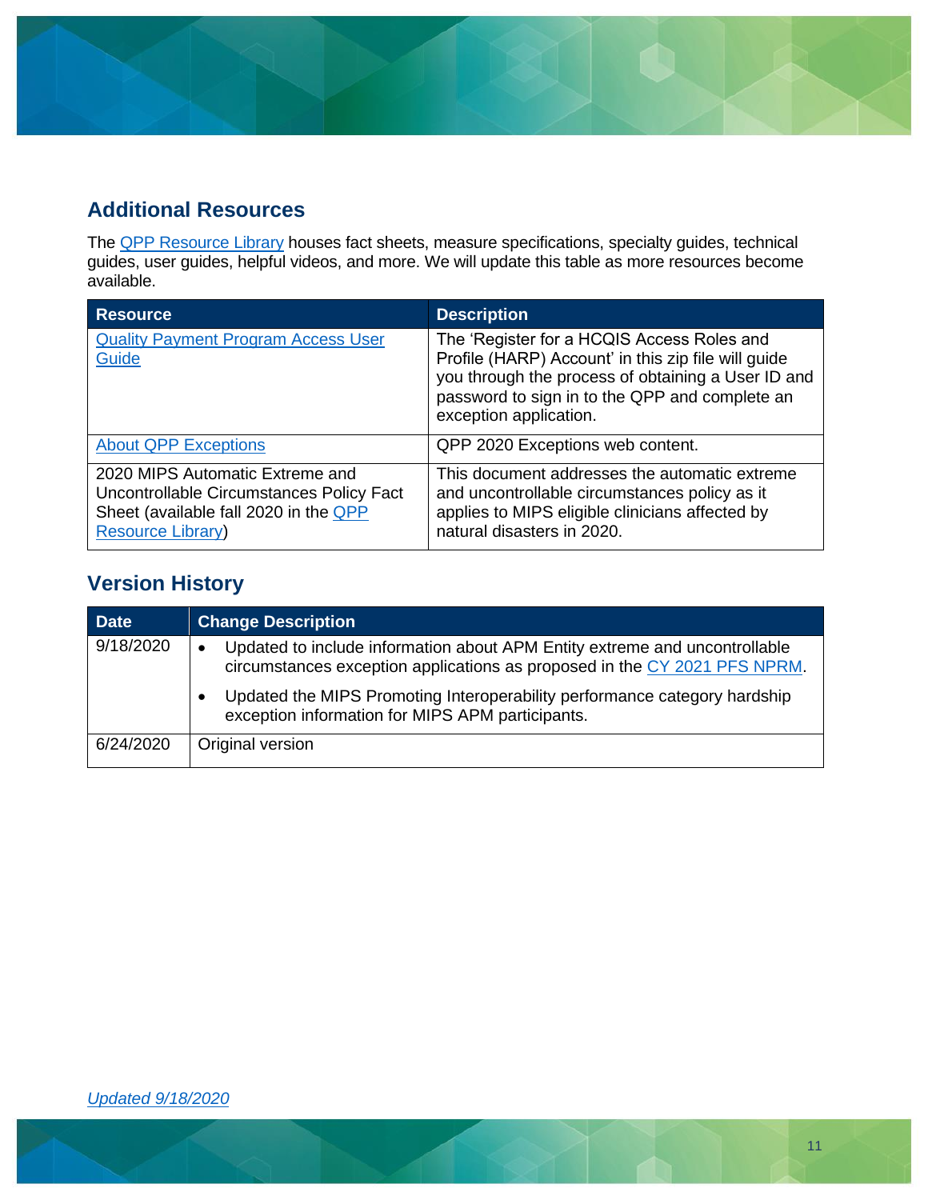## Additional Resources

The [QPP Resource Library] houses fact sheets, measure specifications, specialty guides, technical guides, user guides, helpful videos, and more. We will update this table as more resources become available.

| Resource | Description |
|---|---|
| Quality Payment Program Access User Guide | The 'Register for a HCQIS Access Roles and Profile (HARP) Account' in this zip file will guide you through the process of obtaining a User ID and password to sign in to the QPP and complete an exception application. |
| About QPP Exceptions | QPP 2020 Exceptions web content. |
| 2020 MIPS Automatic Extreme and Uncontrollable Circumstances Policy Fact Sheet (available fall 2020 in the QPP Resource Library) | This document addresses the automatic extreme and uncontrollable circumstances policy as it applies to MIPS eligible clinicians affected by natural disasters in 2020. |

## Version History

| Date | Change Description |
|---|---|
| 9/18/2020 | • Updated to include information about APM Entity extreme and uncontrollable circumstances exception applications as proposed in the CY 2021 PFS NPRM. <br> • Updated the MIPS Promoting Interoperability performance category hardship exception information for MIPS APM participants. |
| 6/24/2020 | Original version |

*Updated 9/18/2020*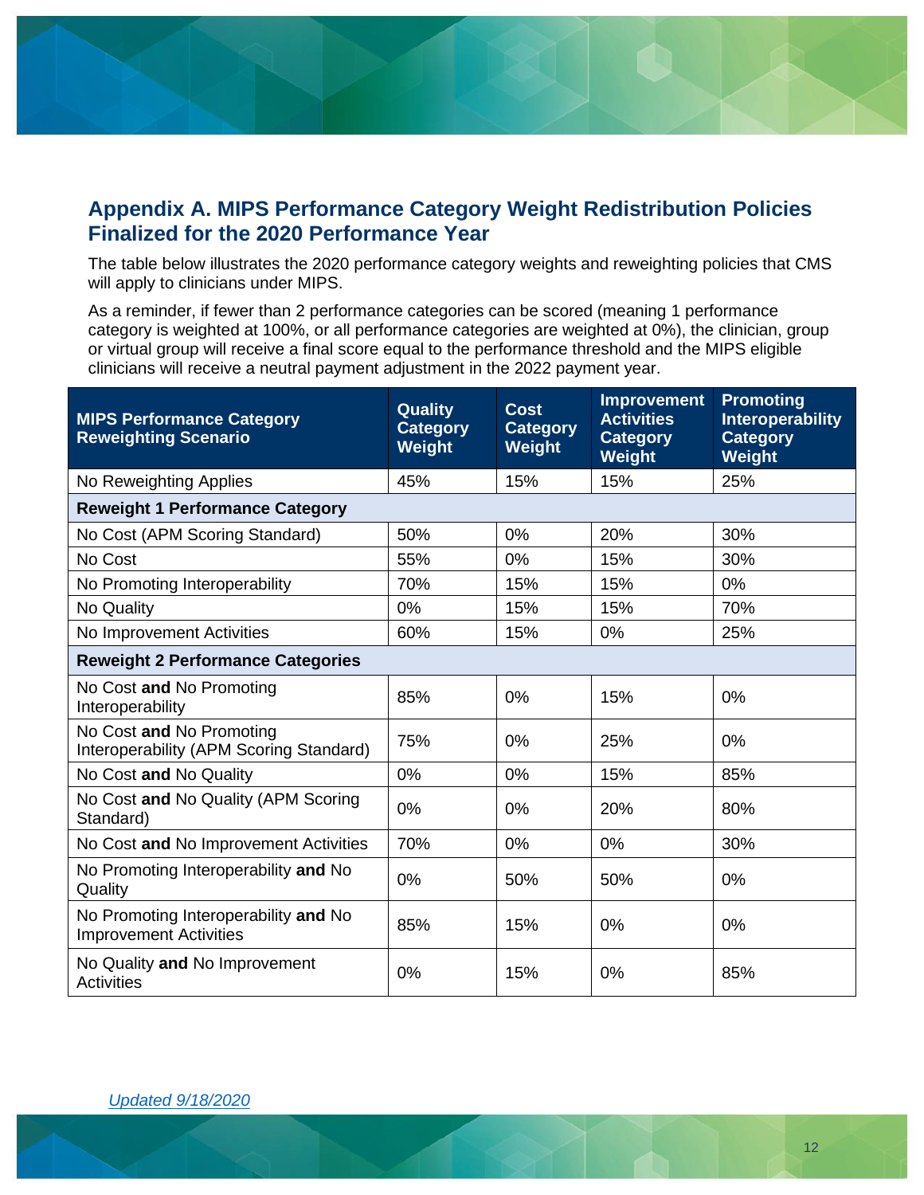## Appendix A. MIPS Performance Category Weight Redistribution Policies Finalized for the 2020 Performance Year

The table below illustrates the 2020 performance category weights and reweighting policies that CMS will apply to clinicians under MIPS.

As a reminder, if fewer than 2 performance categories can be scored (meaning 1 performance category is weighted at 100%, or all performance categories are weighted at 0%), the clinician, group or virtual group will receive a final score equal to the performance threshold and the MIPS eligible clinicians will receive a neutral payment adjustment in the 2022 payment year.

| MIPS Performance Category Reweighting Scenario | Quality Category Weight | Cost Category Weight | Improvement Activities Category Weight | Promoting Interoperability Category Weight |
|---|---|---|---|---|
| No Reweighting Applies | 45% | 15% | 15% | 25% |
| **Reweight 1 Performance Category** | | | | |
| No Cost (APM Scoring Standard) | 50% | 0% | 20% | 30% |
| No Cost | 55% | 0% | 15% | 30% |
| No Promoting Interoperability | 70% | 15% | 15% | 0% |
| No Quality | 0% | 15% | 15% | 70% |
| No Improvement Activities | 60% | 15% | 0% | 25% |
| **Reweight 2 Performance Categories** | | | | |
| No Cost **and** No Promoting Interoperability | 85% | 0% | 15% | 0% |
| No Cost **and** No Promoting Interoperability (APM Scoring Standard) | 75% | 0% | 25% | 0% |
| No Cost **and** No Quality | 0% | 0% | 15% | 85% |
| No Cost **and** No Quality (APM Scoring Standard) | 0% | 0% | 20% | 80% |
| No Cost **and** No Improvement Activities | 70% | 0% | 0% | 30% |
| No Promoting Interoperability **and** No Quality | 0% | 50% | 50% | 0% |
| No Promoting Interoperability **and** No Improvement Activities | 85% | 15% | 0% | 0% |
| No Quality **and** No Improvement Activities | 0% | 15% | 0% | 85% |

*Updated 9/18/2020*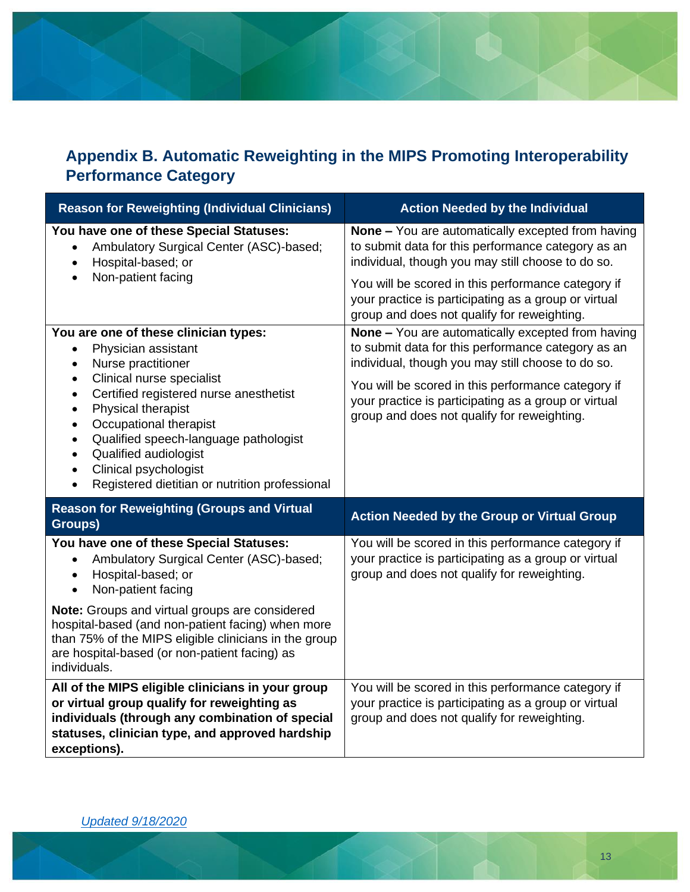## Appendix B. Automatic Reweighting in the MIPS Promoting Interoperability Performance Category

| Reason for Reweighting (Individual Clinicians) | Action Needed by the Individual |
|---|---|
| **You have one of these Special Statuses:**<br>• Ambulatory Surgical Center (ASC)-based;<br>• Hospital-based; or<br>• Non-patient facing | **None –** You are automatically excepted from having to submit data for this performance category as an individual, though you may still choose to do so.<br><br>You will be scored in this performance category if your practice is participating as a group or virtual group and does not qualify for reweighting. |
| **You are one of these clinician types:**<br>• Physician assistant<br>• Nurse practitioner<br>• Clinical nurse specialist<br>• Certified registered nurse anesthetist<br>• Physical therapist<br>• Occupational therapist<br>• Qualified speech-language pathologist<br>• Qualified audiologist<br>• Clinical psychologist<br>• Registered dietitian or nutrition professional | **None –** You are automatically excepted from having to submit data for this performance category as an individual, though you may still choose to do so.<br><br>You will be scored in this performance category if your practice is participating as a group or virtual group and does not qualify for reweighting. |
| **Reason for Reweighting (Groups and Virtual Groups)** | **Action Needed by the Group or Virtual Group** |
| **You have one of these Special Statuses:**<br>• Ambulatory Surgical Center (ASC)-based;<br>• Hospital-based; or<br>• Non-patient facing<br><br>**Note:** Groups and virtual groups are considered hospital-based (and non-patient facing) when more than 75% of the MIPS eligible clinicians in the group are hospital-based (or non-patient facing) as individuals. | You will be scored in this performance category if your practice is participating as a group or virtual group and does not qualify for reweighting. |
| **All of the MIPS eligible clinicians in your group or virtual group qualify for reweighting as individuals (through any combination of special statuses, clinician type, and approved hardship exceptions).** | You will be scored in this performance category if your practice is participating as a group or virtual group and does not qualify for reweighting. |

*Updated 9/18/2020*